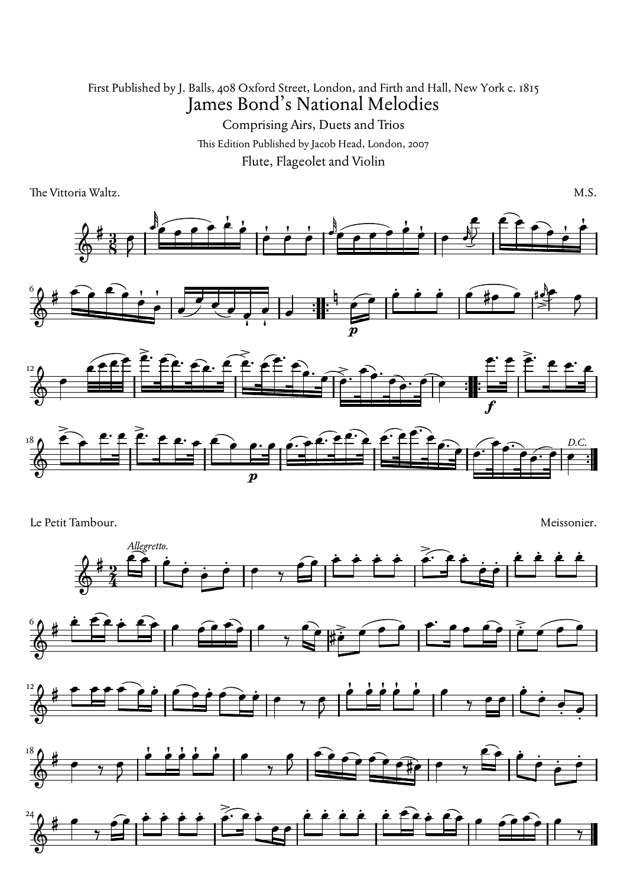First Published by J. Balls, 408 Oxford Street, London, and Firth and Hall, New York c. 1815

# James Bond's National Melodies

Comprising Airs, Duets and Trios

This Edition Published by Jacob Head, London, 2007

Flute, Flageolet and Violin

The Vittoria Waltz. M.S.

*D.C.*

Le Petit Tambour. Meissonier.

*Allegretto.*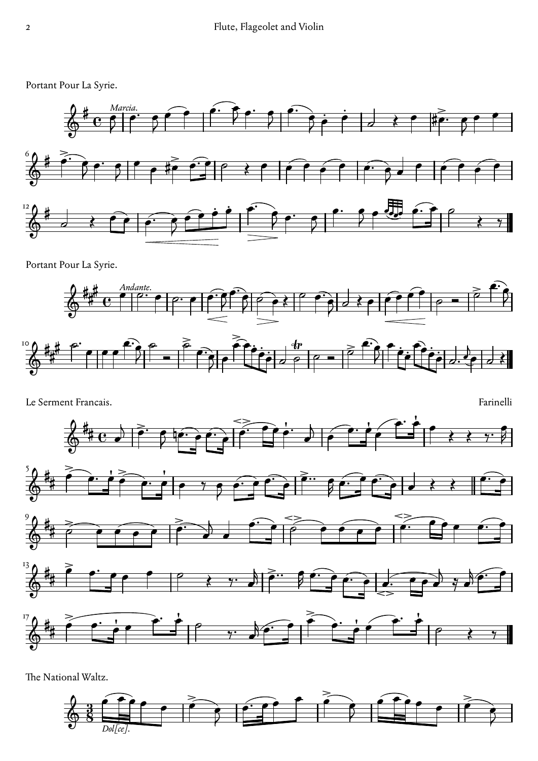Portant Pour La Syrie.

*Marcia.*

Portant Pour La Syrie.

*Andante.*

Le Serment Francais.

Farinelli

The National Waltz.

*Dol[ce].*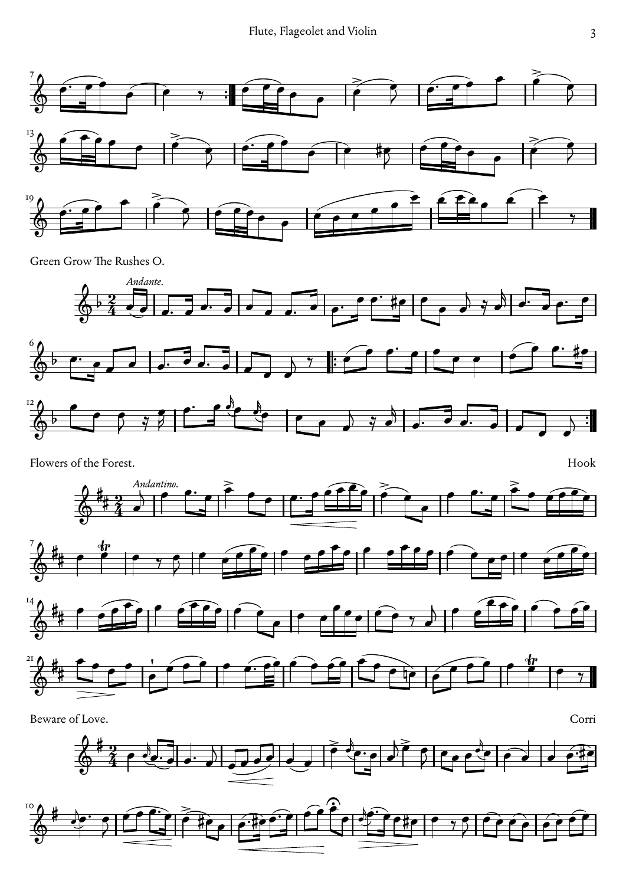## Green Grow The Rushes O.

*Andante.*

## Flowers of the Forest.

Hook

*Andantino.*

## Beware of Love.

Corri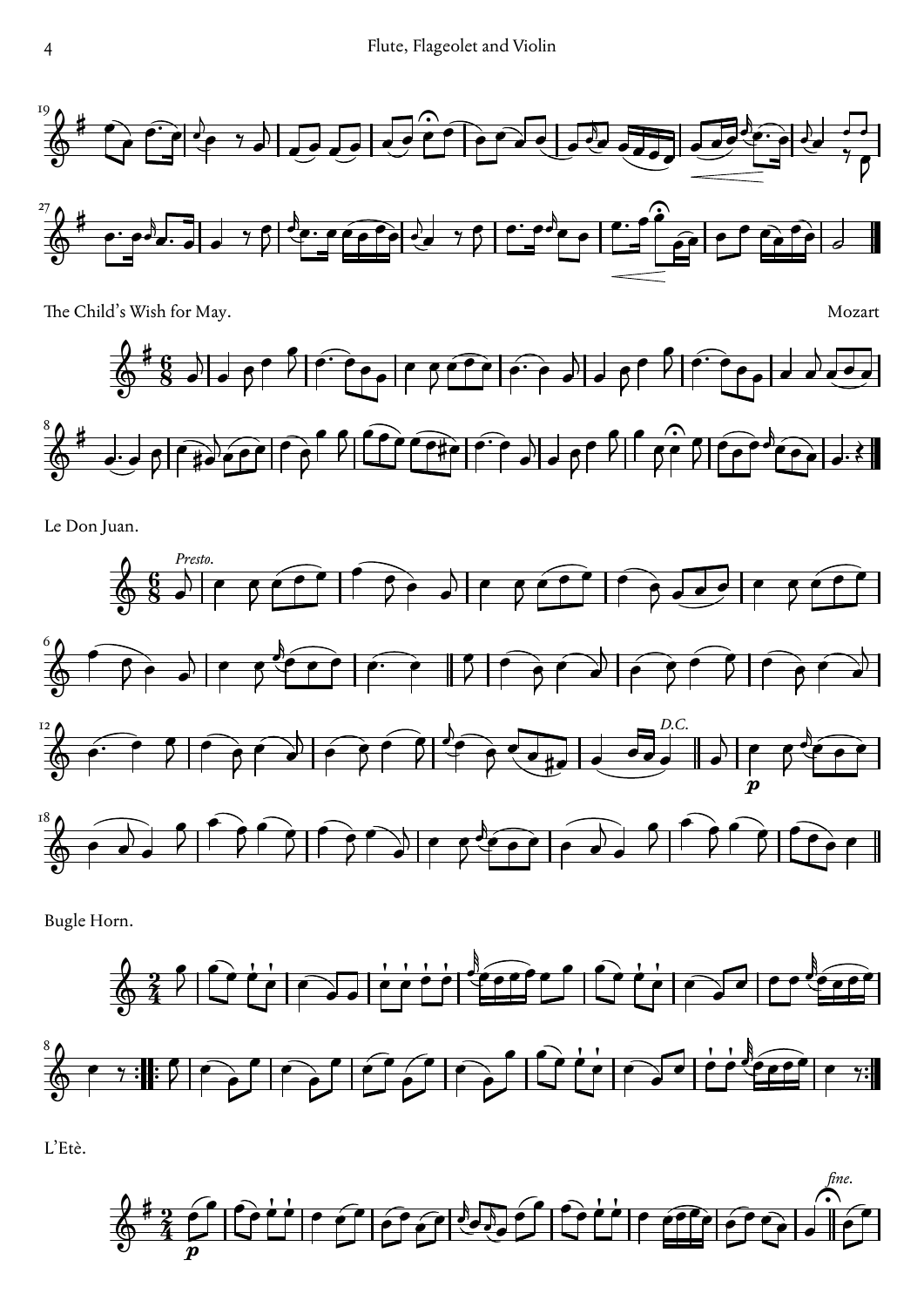The Child's Wish for May.

Mozart

Le Don Juan.

*Presto.*

*D.C.*

Bugle Horn.

L'Etè.

*fine.*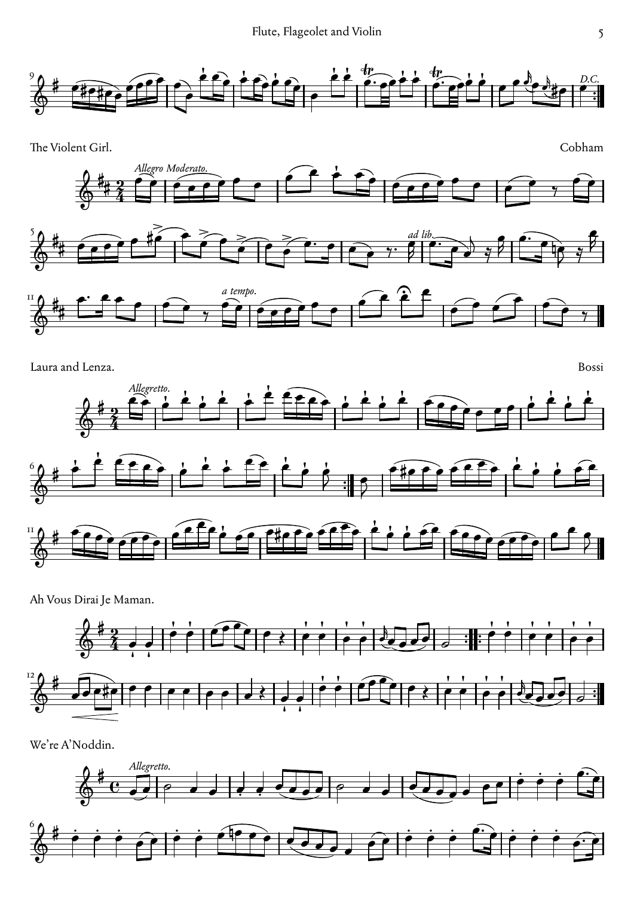*D.C.*

The Violent Girl. Cobham

*Allegro Moderato.*

*ad lib.*

*a tempo.*

Laura and Lenza. Bossi

*Allegretto.*

Ah Vous Dirai Je Maman.

We're A'Noddin.

*Allegretto.*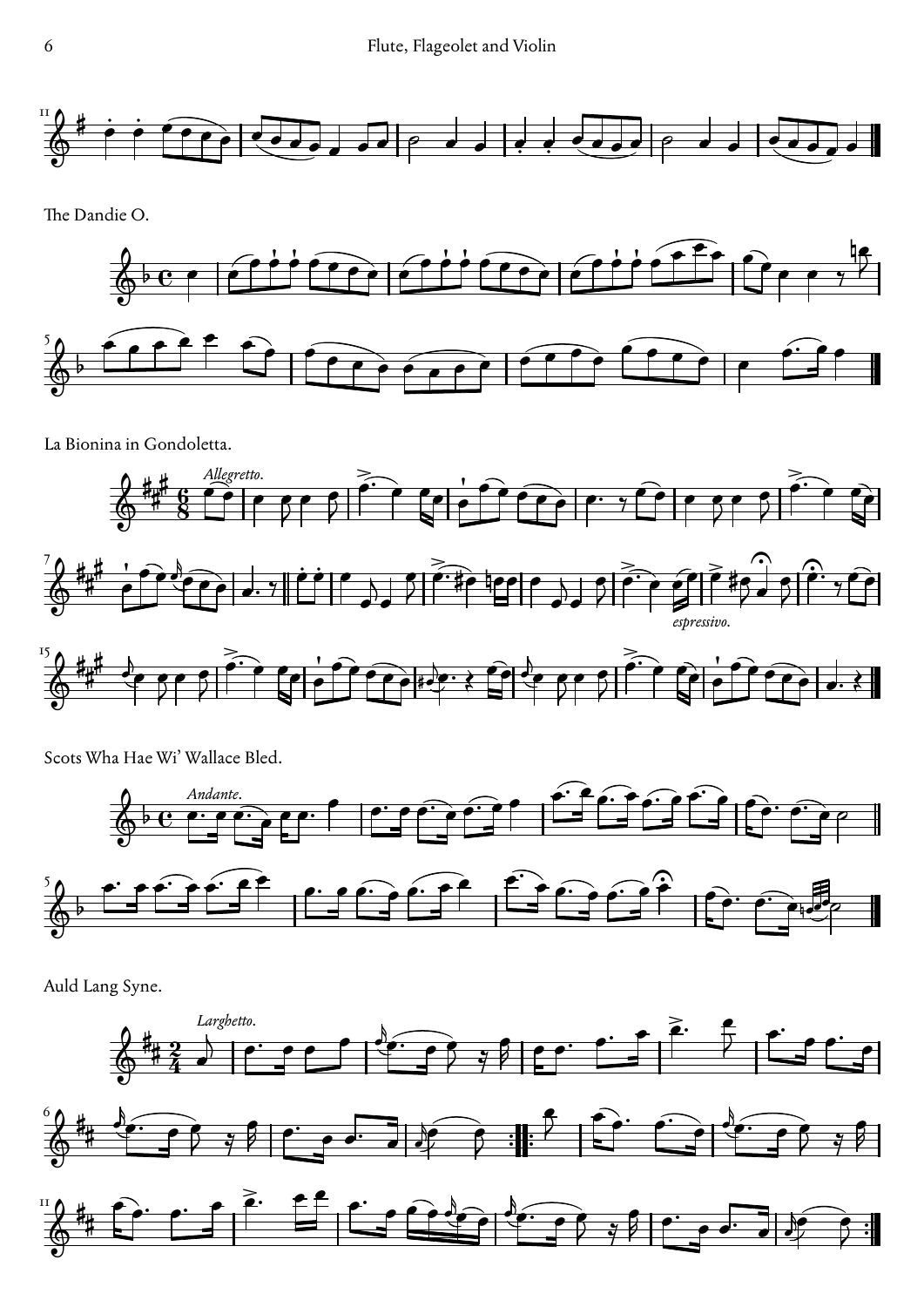The Dandie O.

La Bionina in Gondoletta.

*Allegretto.*

*espressivo.*

Scots Wha Hae Wi' Wallace Bled.

*Andante.*

Auld Lang Syne.

*Larghetto.*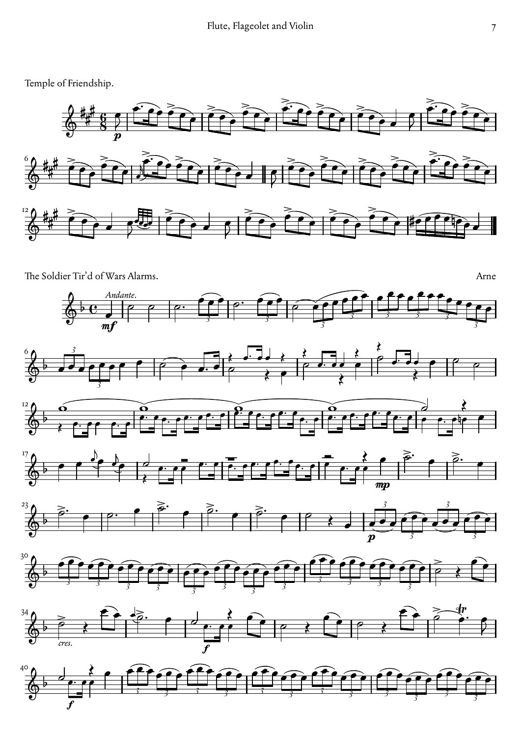Temple of Friendship.

The Soldier Tir'd of Wars Alarms.

Arne

*Andante.*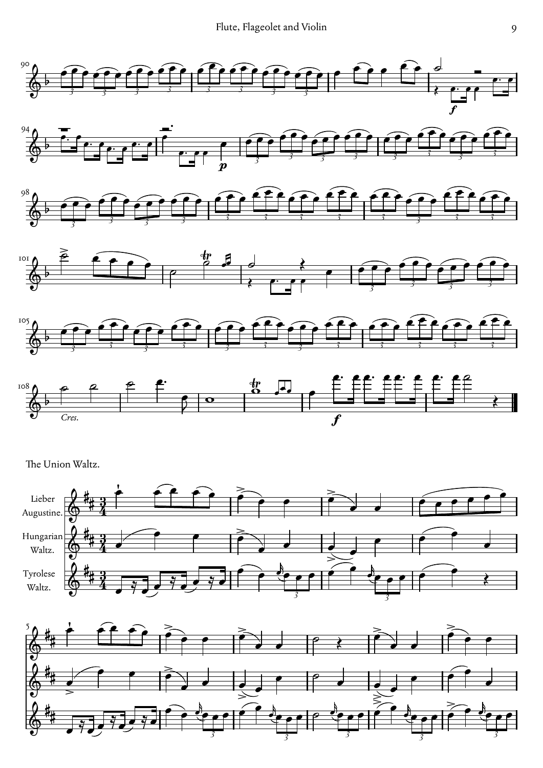The Union Waltz.

Lieber Augustine.

Hungarian Waltz.

Tyrolese Waltz.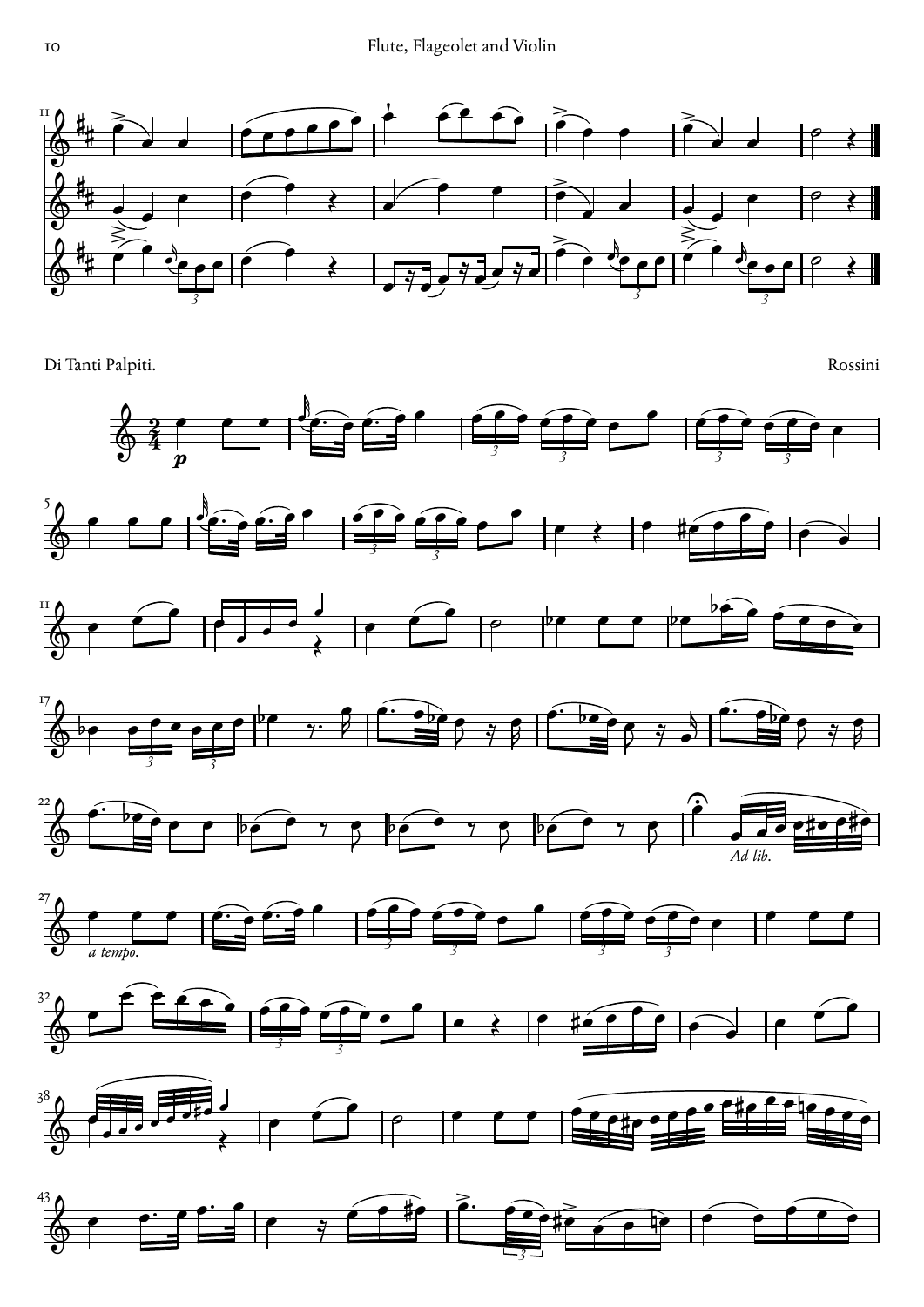Di Tanti Palpiti.

Rossini

*Ad lib.*

*a tempo.*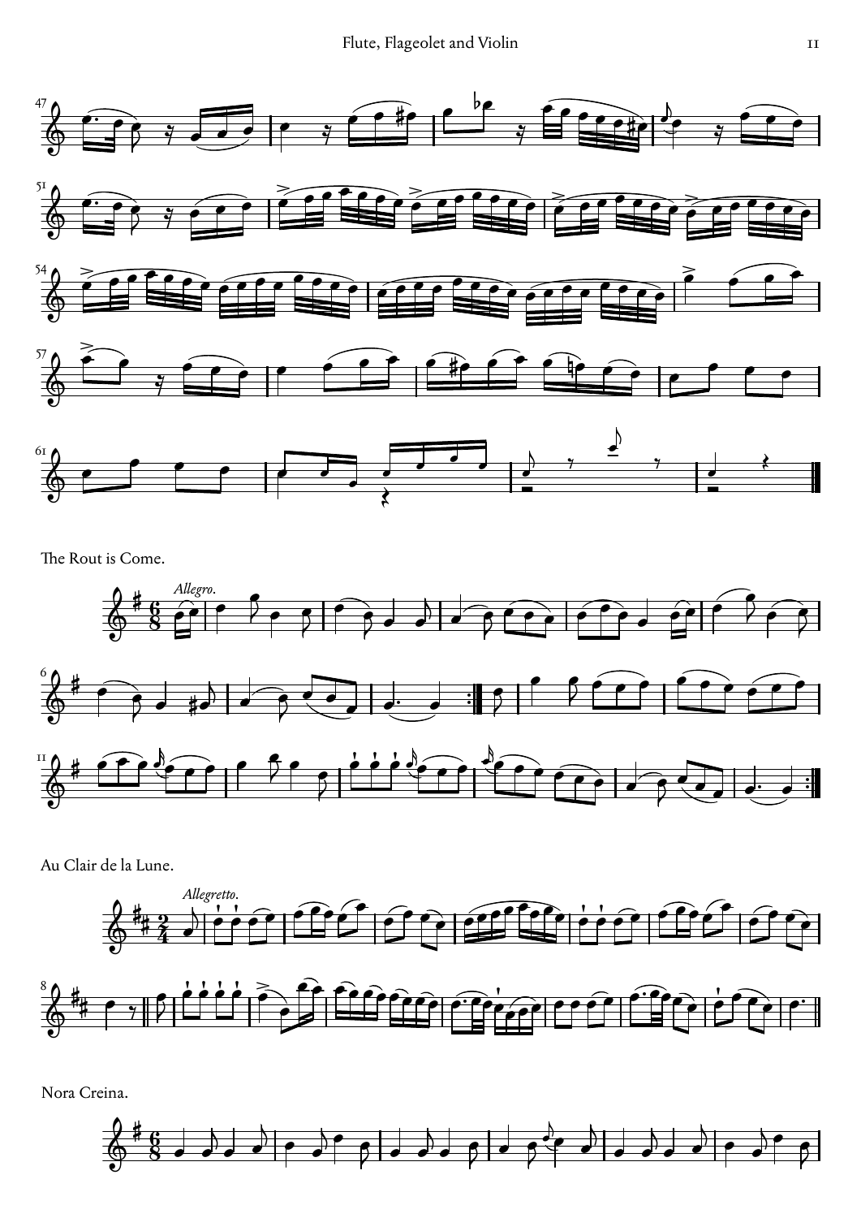The Rout is Come.

*Allegro.*

Au Clair de la Lune.

*Allegretto.*

Nora Creina.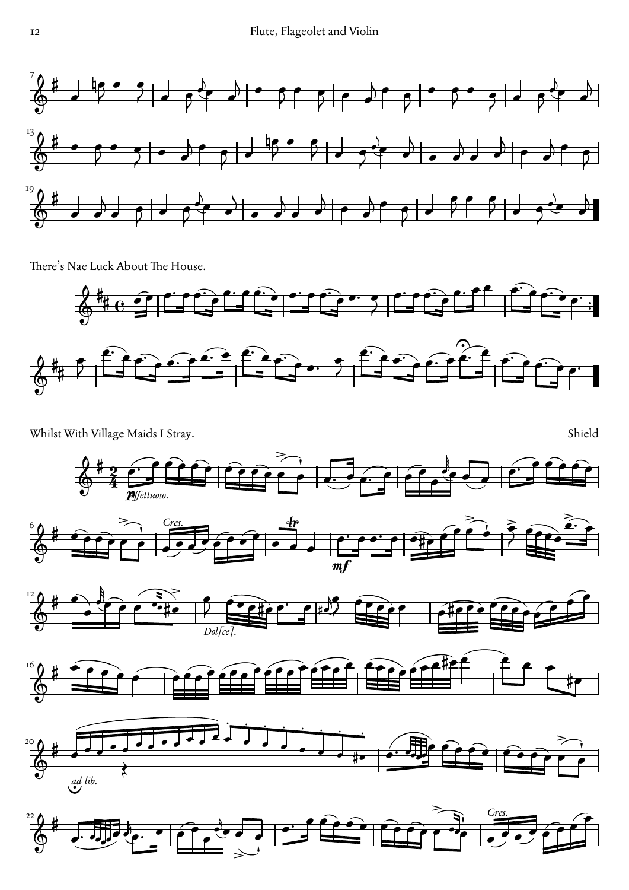There's Nae Luck About The House.

Whilst With Village Maids I Stray.

Shield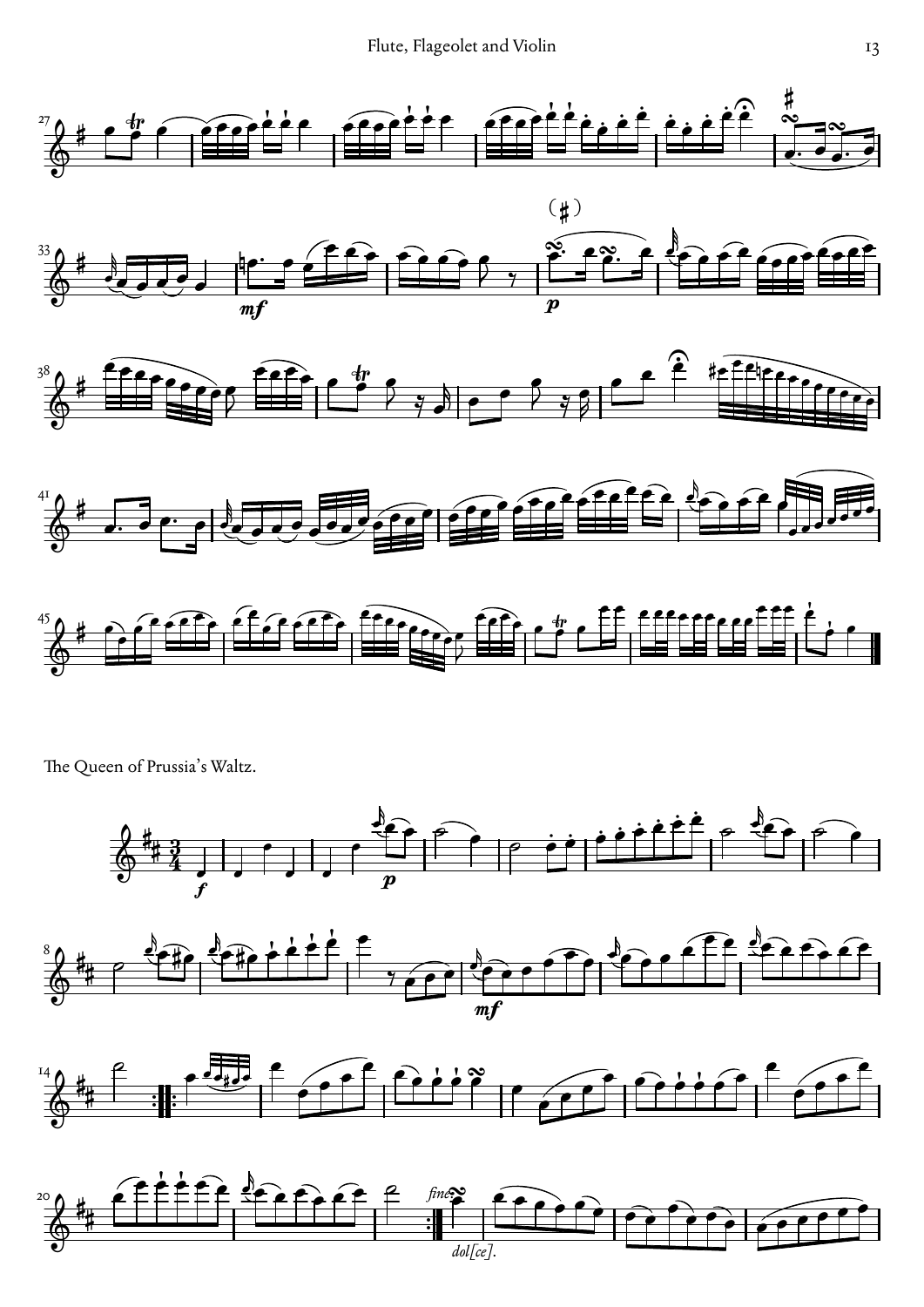The Queen of Prussia's Waltz.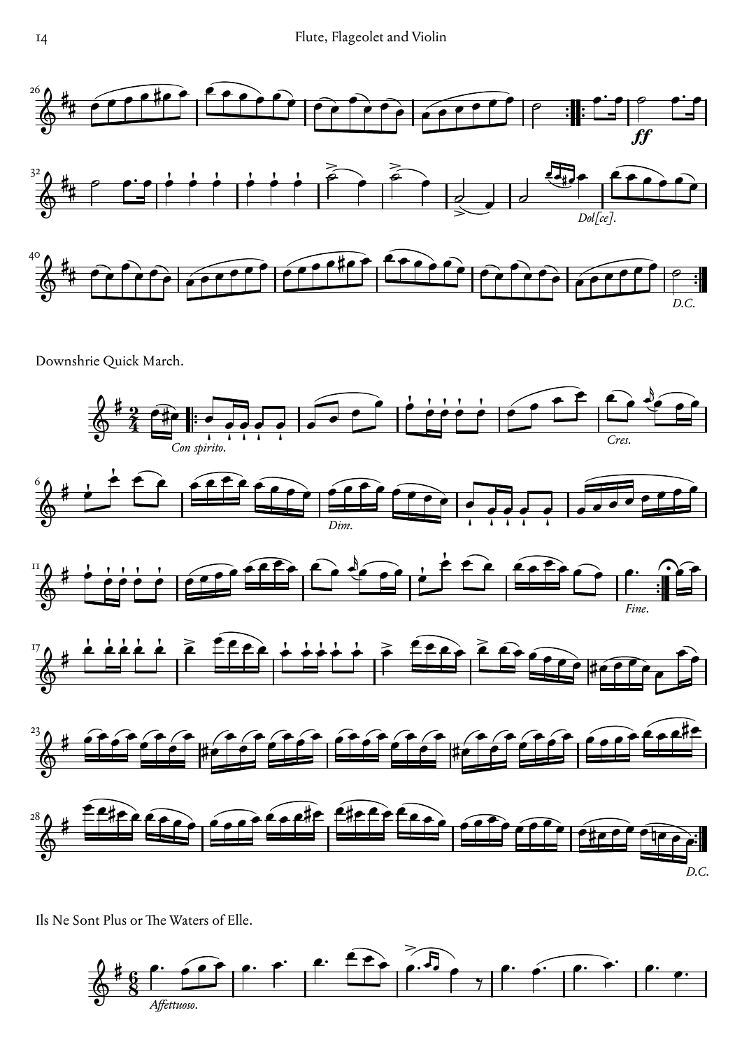Downshrie Quick March.

Ils Ne Sont Plus or The Waters of Elle.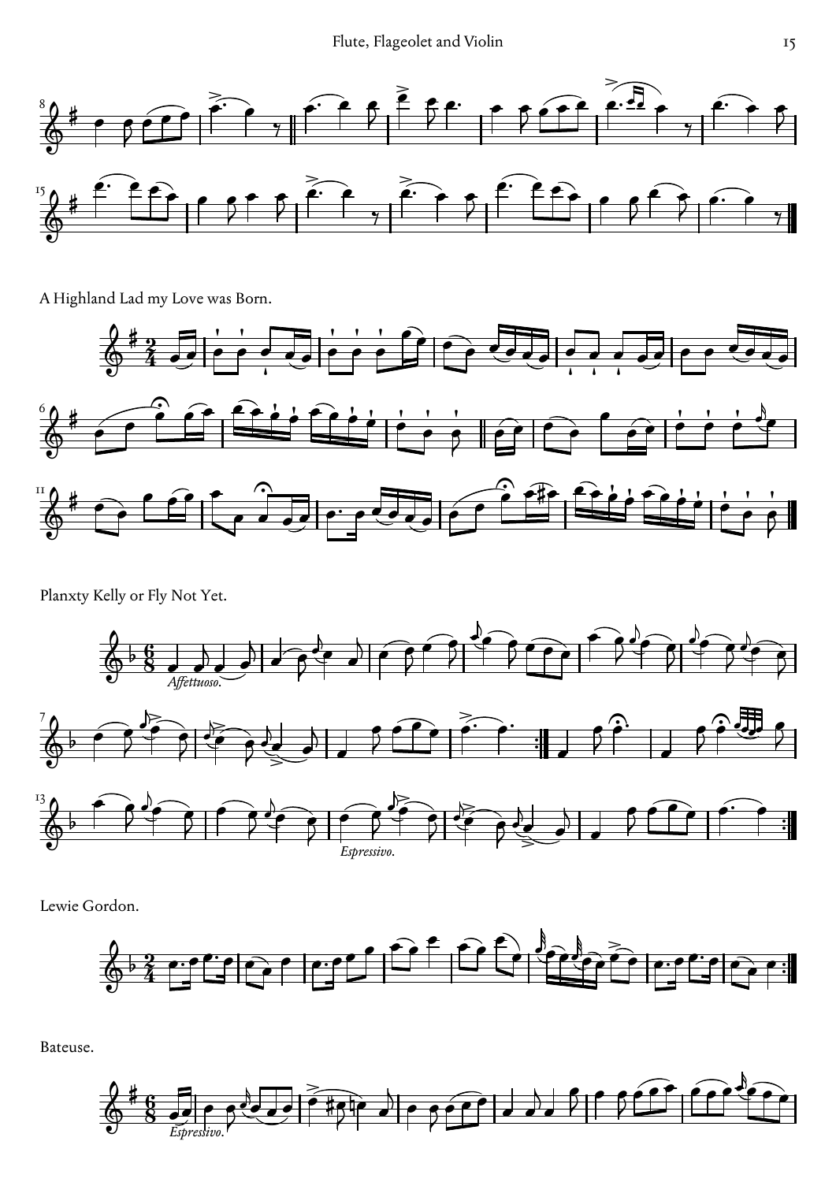A Highland Lad my Love was Born.

Planxty Kelly or Fly Not Yet.

*Affettuoso.*

*Espressivo.*

Lewie Gordon.

Bateuse.

*Espressivo.*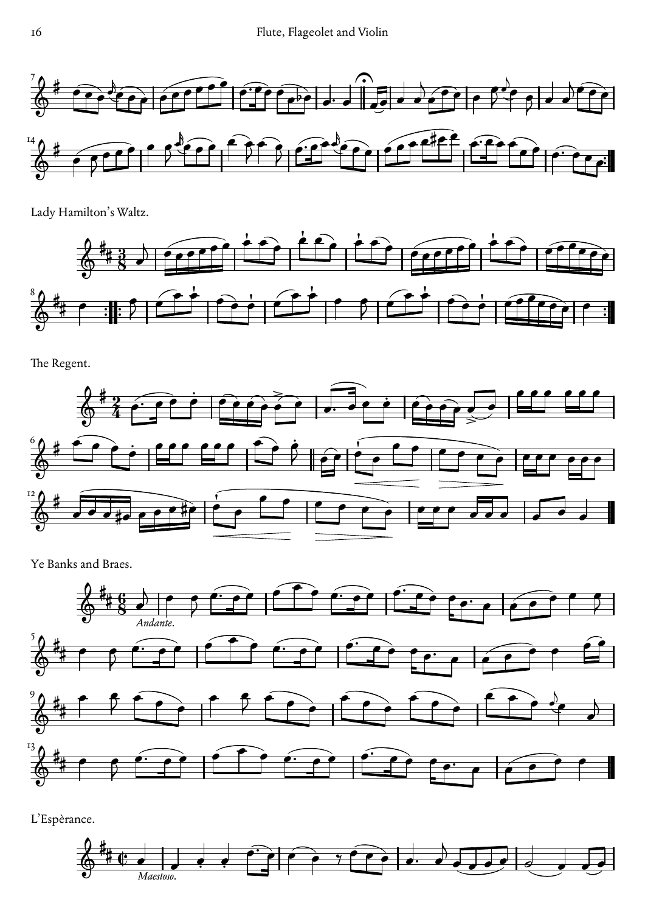Lady Hamilton's Waltz.

The Regent.

Ye Banks and Braes.

*Andante.*

L'Espèrance.

*Maestoso.*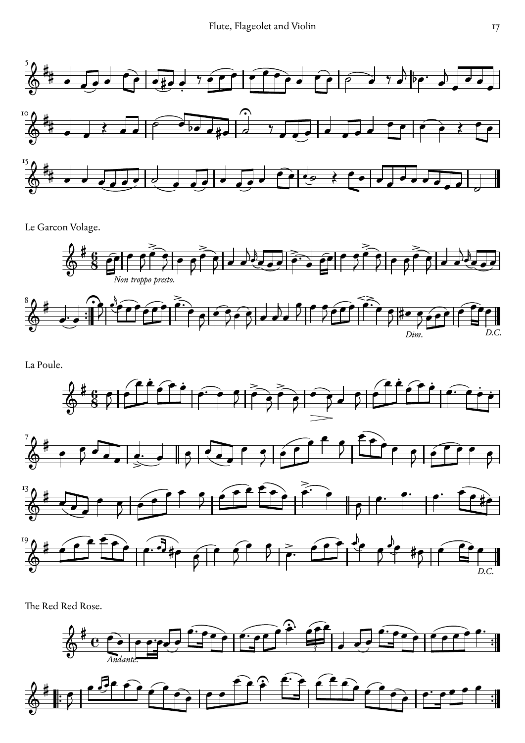Le Garcon Volage.

*Non troppo presto.*

*Dim.*

*D.C.*

La Poule.

*D.C.*

The Red Red Rose.

*Andante.*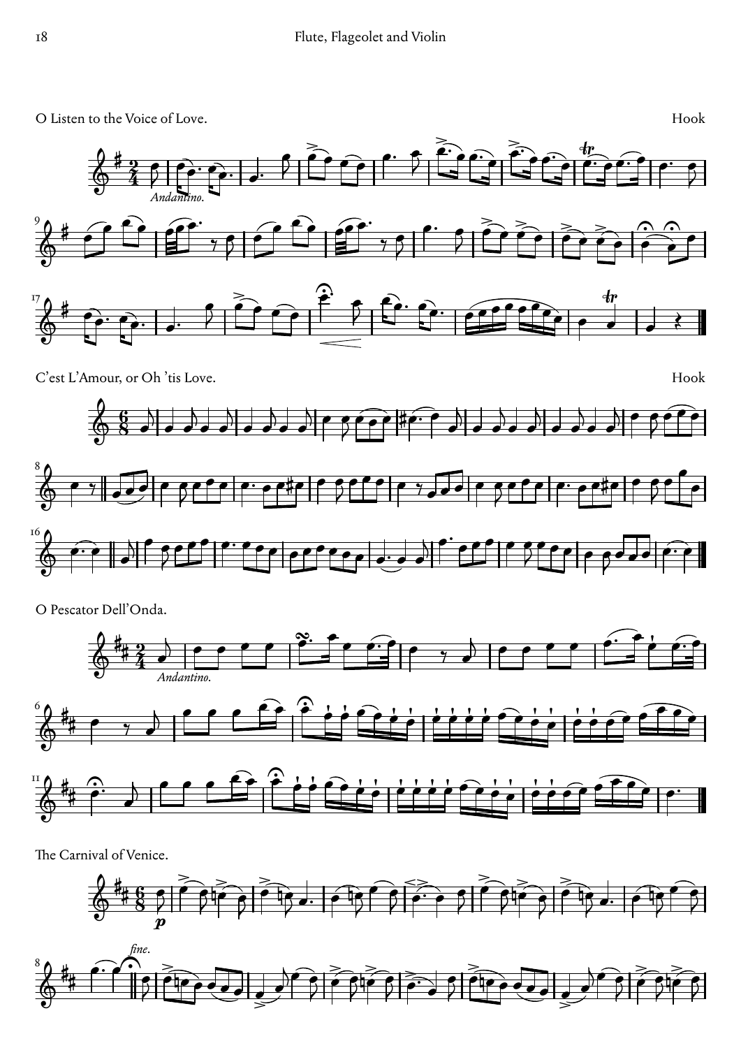O Listen to the Voice of Love. Hook

*Andantino.*

C'est L'Amour, or Oh 'tis Love. Hook

O Pescator Dell'Onda.

*Andantino.*

The Carnival of Venice.

*p*

*fine.*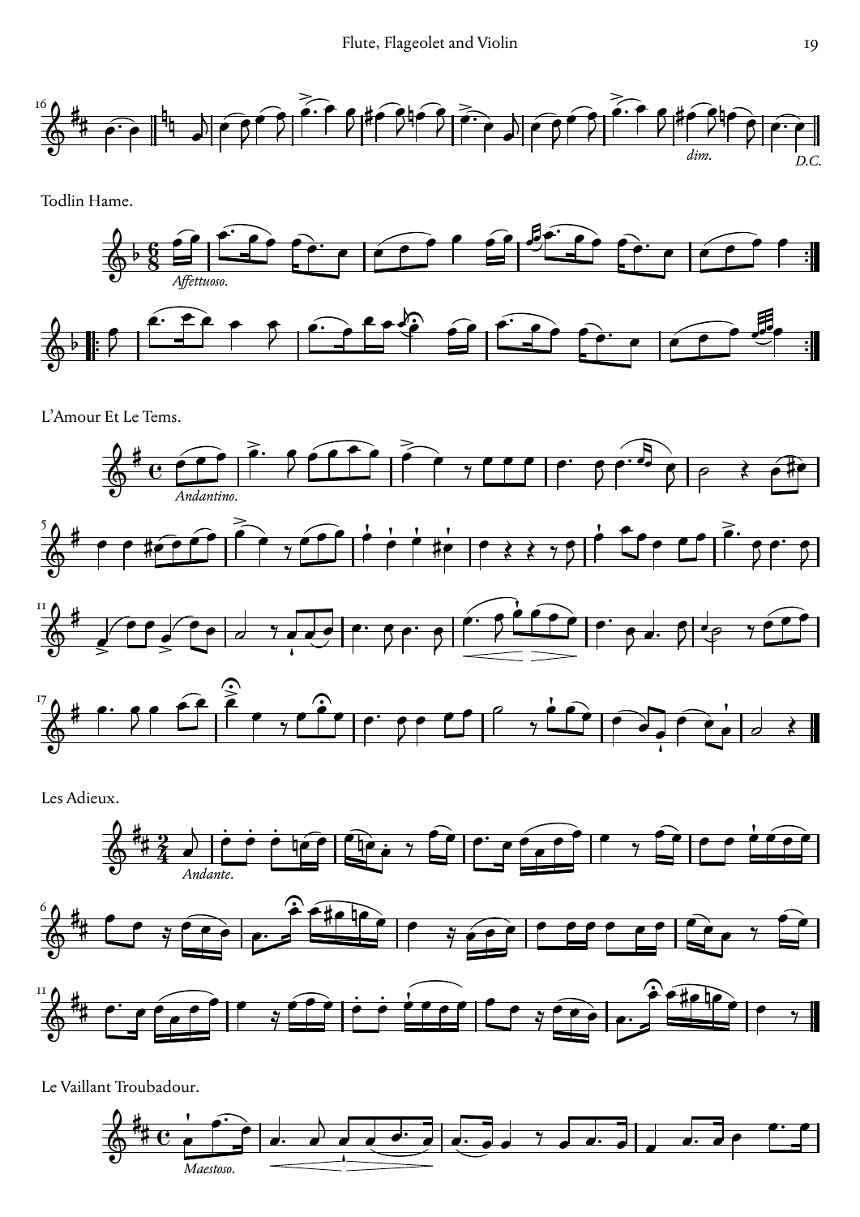## Todlin Hame.

*Affettuoso.*

## L'Amour Et Le Tems.

*Andantino.*

## Les Adieux.

*Andante.*

## Le Vaillant Troubadour.

*Maestoso.*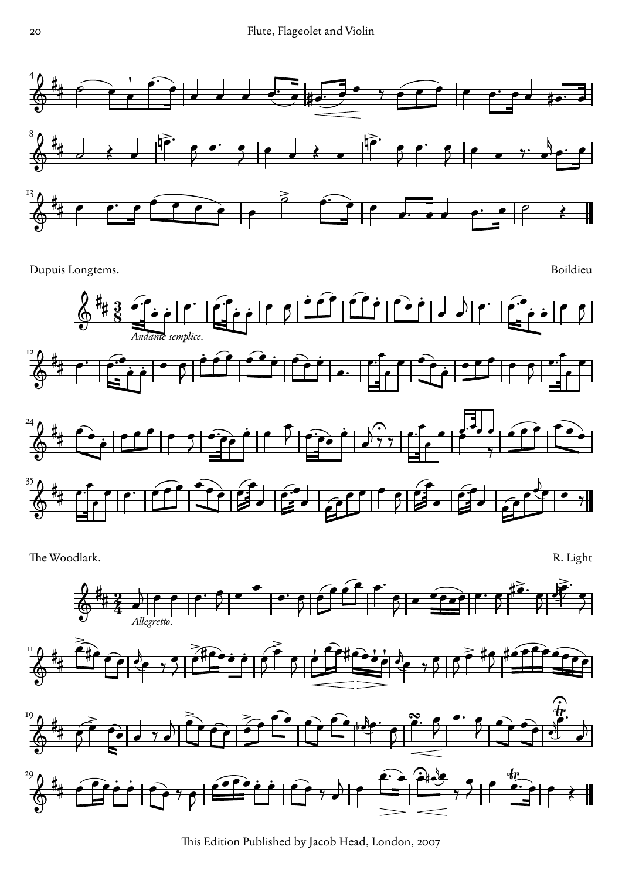Dupuis Longtems.

Boildieu

*Andante semplice.*

The Woodlark.

R. Light

*Allegretto.*

This Edition Published by Jacob Head, London, 2007